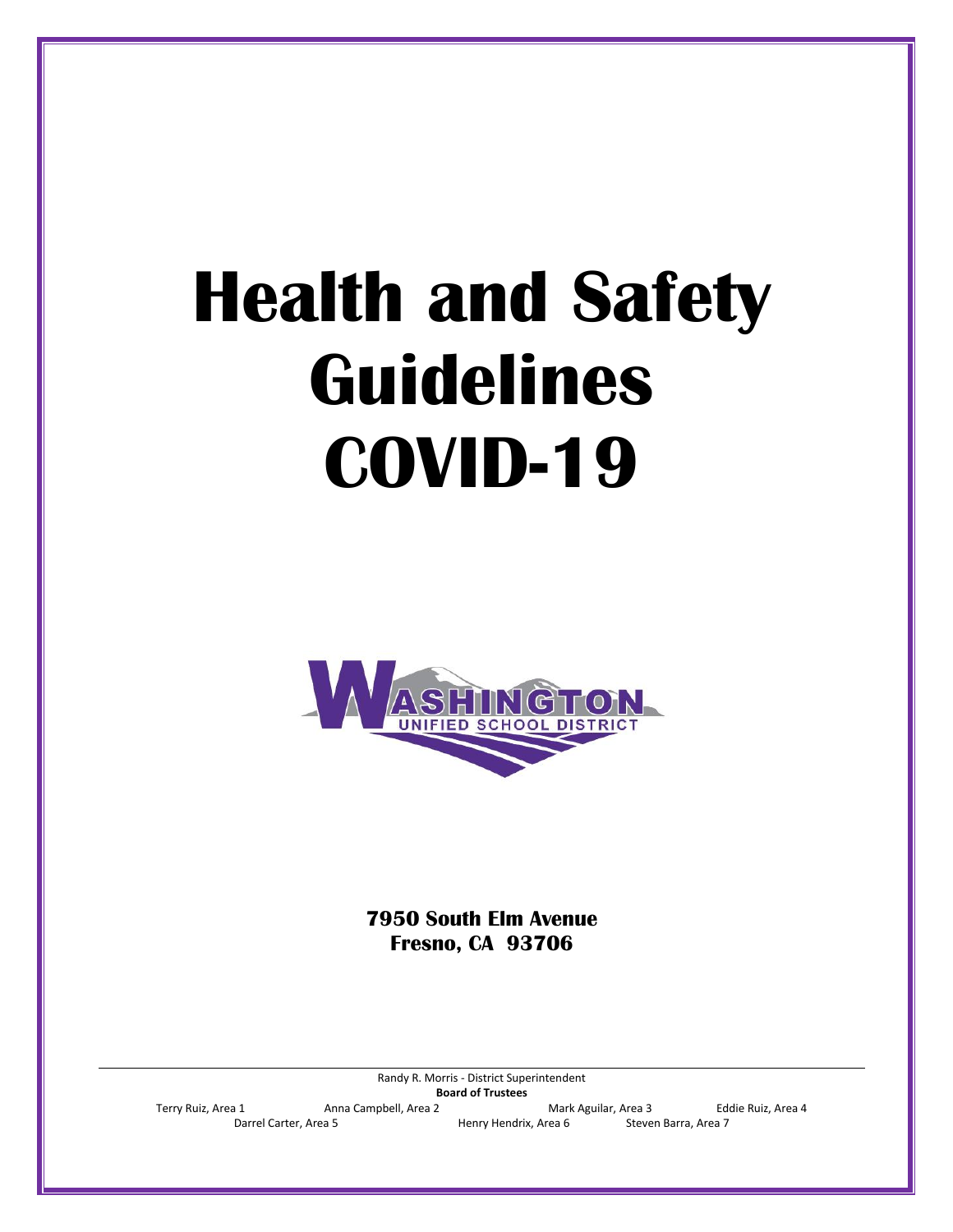# Health and Safety Guidelines COVID-19

**7950 South Elm Avenue**
**Fresno, CA 93706**

Randy R. Morris - District Superintendent

**Board of Trustees**

Terry Ruiz, Area 1 | Anna Campbell, Area 2 | Mark Aguilar, Area 3 | Eddie Ruiz, Area 4

Darrel Carter, Area 5 | Henry Hendrix, Area 6 | Steven Barra, Area 7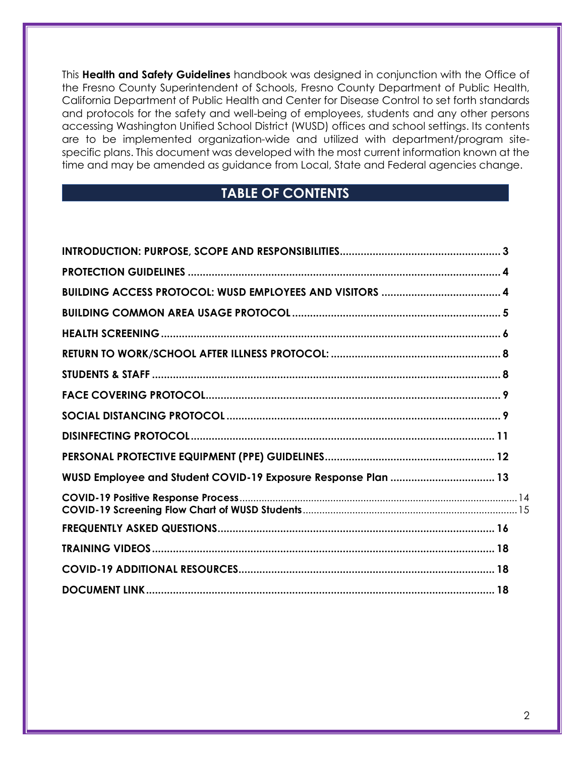This **Health and Safety Guidelines** handbook was designed in conjunction with the Office of the Fresno County Superintendent of Schools, Fresno County Department of Public Health, California Department of Public Health and Center for Disease Control to set forth standards and protocols for the safety and well-being of employees, students and any other persons accessing Washington Unified School District (WUSD) offices and school settings. Its contents are to be implemented organization-wide and utilized with department/program site-specific plans. This document was developed with the most current information known at the time and may be amended as guidance from Local, State and Federal agencies change.

## TABLE OF CONTENTS

| | |
|---|---|
| **INTRODUCTION: PURPOSE, SCOPE AND RESPONSIBILITIES** | **3** |
| **PROTECTION GUIDELINES** | **4** |
| **BUILDING ACCESS PROTOCOL: WUSD EMPLOYEES AND VISITORS** | **4** |
| **BUILDING COMMON AREA USAGE PROTOCOL** | **5** |
| **HEALTH SCREENING** | **6** |
| **RETURN TO WORK/SCHOOL AFTER ILLNESS PROTOCOL:** | **8** |
| **STUDENTS & STAFF** | **8** |
| **FACE COVERING PROTOCOL** | **9** |
| **SOCIAL DISTANCING PROTOCOL** | **9** |
| **DISINFECTING PROTOCOL** | **11** |
| **PERSONAL PROTECTIVE EQUIPMENT (PPE) GUIDELINES** | **12** |
| **WUSD Employee and Student COVID-19 Exposure Response Plan** | **13** |
| **COVID-19 Positive Response Process** | 14 |
| **COVID-19 Screening Flow Chart of WUSD Students** | 15 |
| **FREQUENTLY ASKED QUESTIONS** | **16** |
| **TRAINING VIDEOS** | **18** |
| **COVID-19 ADDITIONAL RESOURCES** | **18** |
| **DOCUMENT LINK** | **18** |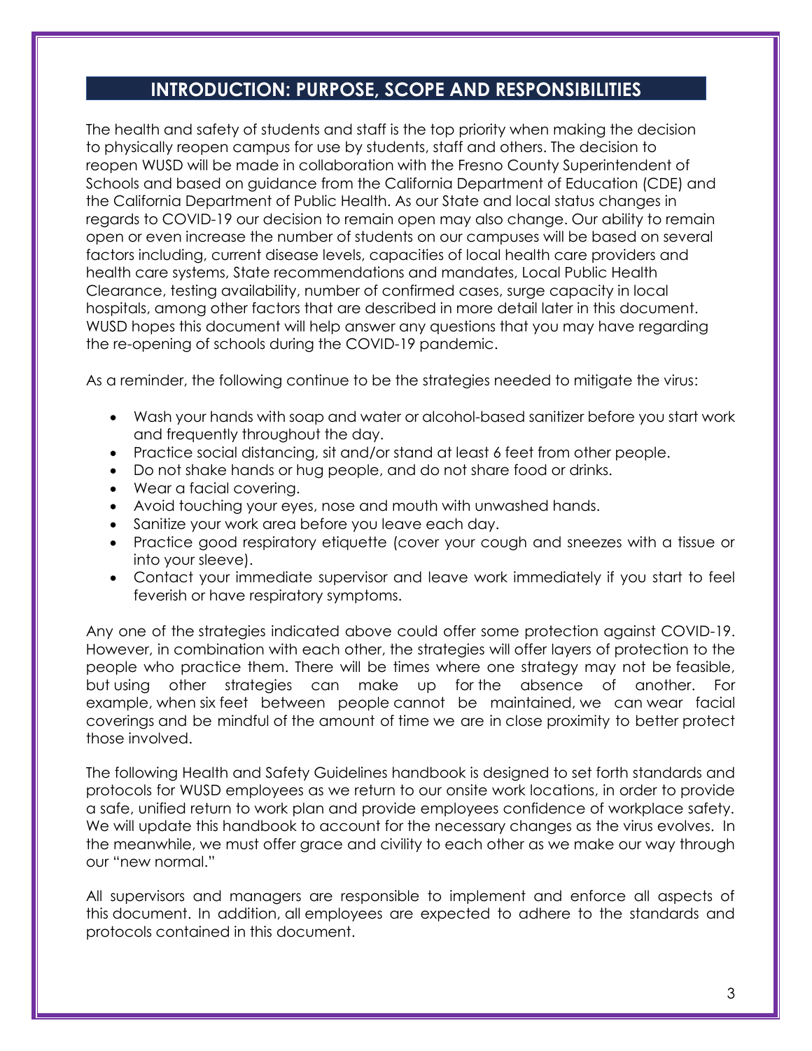## INTRODUCTION: PURPOSE, SCOPE AND RESPONSIBILITIES

The health and safety of students and staff is the top priority when making the decision to physically reopen campus for use by students, staff and others. The decision to reopen WUSD will be made in collaboration with the Fresno County Superintendent of Schools and based on guidance from the California Department of Education (CDE) and the California Department of Public Health. As our State and local status changes in regards to COVID-19 our decision to remain open may also change. Our ability to remain open or even increase the number of students on our campuses will be based on several factors including, current disease levels, capacities of local health care providers and health care systems, State recommendations and mandates, Local Public Health Clearance, testing availability, number of confirmed cases, surge capacity in local hospitals, among other factors that are described in more detail later in this document. WUSD hopes this document will help answer any questions that you may have regarding the re-opening of schools during the COVID-19 pandemic.

As a reminder, the following continue to be the strategies needed to mitigate the virus:

- Wash your hands with soap and water or alcohol-based sanitizer before you start work and frequently throughout the day.
- Practice social distancing, sit and/or stand at least 6 feet from other people.
- Do not shake hands or hug people, and do not share food or drinks.
- Wear a facial covering.
- Avoid touching your eyes, nose and mouth with unwashed hands.
- Sanitize your work area before you leave each day.
- Practice good respiratory etiquette (cover your cough and sneezes with a tissue or into your sleeve).
- Contact your immediate supervisor and leave work immediately if you start to feel feverish or have respiratory symptoms.

Any one of the strategies indicated above could offer some protection against COVID-19. However, in combination with each other, the strategies will offer layers of protection to the people who practice them. There will be times where one strategy may not be feasible, but using other strategies can make up for the absence of another. For example, when six feet between people cannot be maintained, we can wear facial coverings and be mindful of the amount of time we are in close proximity to better protect those involved.

The following Health and Safety Guidelines handbook is designed to set forth standards and protocols for WUSD employees as we return to our onsite work locations, in order to provide a safe, unified return to work plan and provide employees confidence of workplace safety. We will update this handbook to account for the necessary changes as the virus evolves. In the meanwhile, we must offer grace and civility to each other as we make our way through our "new normal."

All supervisors and managers are responsible to implement and enforce all aspects of this document. In addition, all employees are expected to adhere to the standards and protocols contained in this document.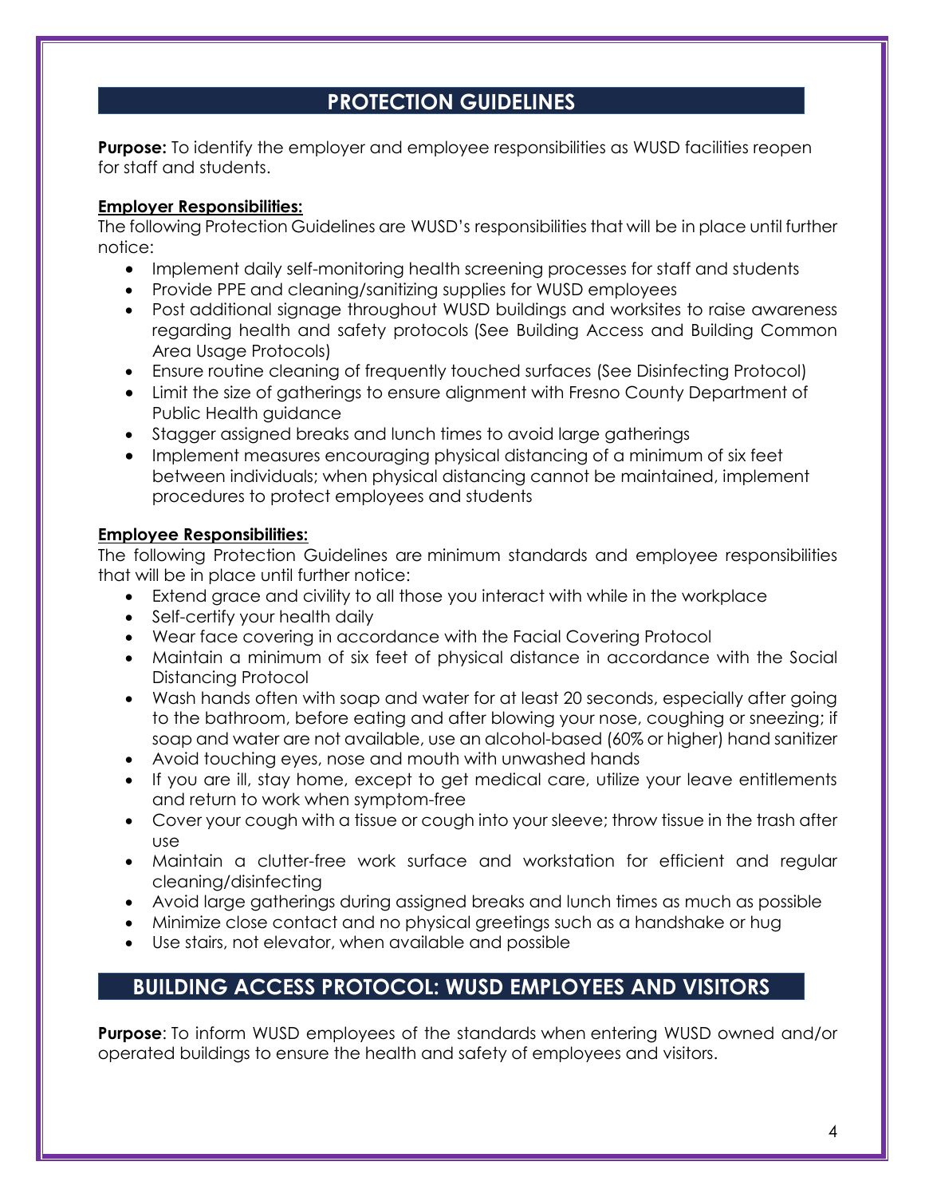## PROTECTION GUIDELINES

**Purpose:** To identify the employer and employee responsibilities as WUSD facilities reopen for staff and students.

**Employer Responsibilities:**

The following Protection Guidelines are WUSD's responsibilities that will be in place until further notice:

- Implement daily self-monitoring health screening processes for staff and students
- Provide PPE and cleaning/sanitizing supplies for WUSD employees
- Post additional signage throughout WUSD buildings and worksites to raise awareness regarding health and safety protocols (See Building Access and Building Common Area Usage Protocols)
- Ensure routine cleaning of frequently touched surfaces (See Disinfecting Protocol)
- Limit the size of gatherings to ensure alignment with Fresno County Department of Public Health guidance
- Stagger assigned breaks and lunch times to avoid large gatherings
- Implement measures encouraging physical distancing of a minimum of six feet between individuals; when physical distancing cannot be maintained, implement procedures to protect employees and students

**Employee Responsibilities:**

The following Protection Guidelines are minimum standards and employee responsibilities that will be in place until further notice:

- Extend grace and civility to all those you interact with while in the workplace
- Self-certify your health daily
- Wear face covering in accordance with the Facial Covering Protocol
- Maintain a minimum of six feet of physical distance in accordance with the Social Distancing Protocol
- Wash hands often with soap and water for at least 20 seconds, especially after going to the bathroom, before eating and after blowing your nose, coughing or sneezing; if soap and water are not available, use an alcohol-based (60% or higher) hand sanitizer
- Avoid touching eyes, nose and mouth with unwashed hands
- If you are ill, stay home, except to get medical care, utilize your leave entitlements and return to work when symptom-free
- Cover your cough with a tissue or cough into your sleeve; throw tissue in the trash after use
- Maintain a clutter-free work surface and workstation for efficient and regular cleaning/disinfecting
- Avoid large gatherings during assigned breaks and lunch times as much as possible
- Minimize close contact and no physical greetings such as a handshake or hug
- Use stairs, not elevator, when available and possible

## BUILDING ACCESS PROTOCOL: WUSD EMPLOYEES AND VISITORS

**Purpose**: To inform WUSD employees of the standards when entering WUSD owned and/or operated buildings to ensure the health and safety of employees and visitors.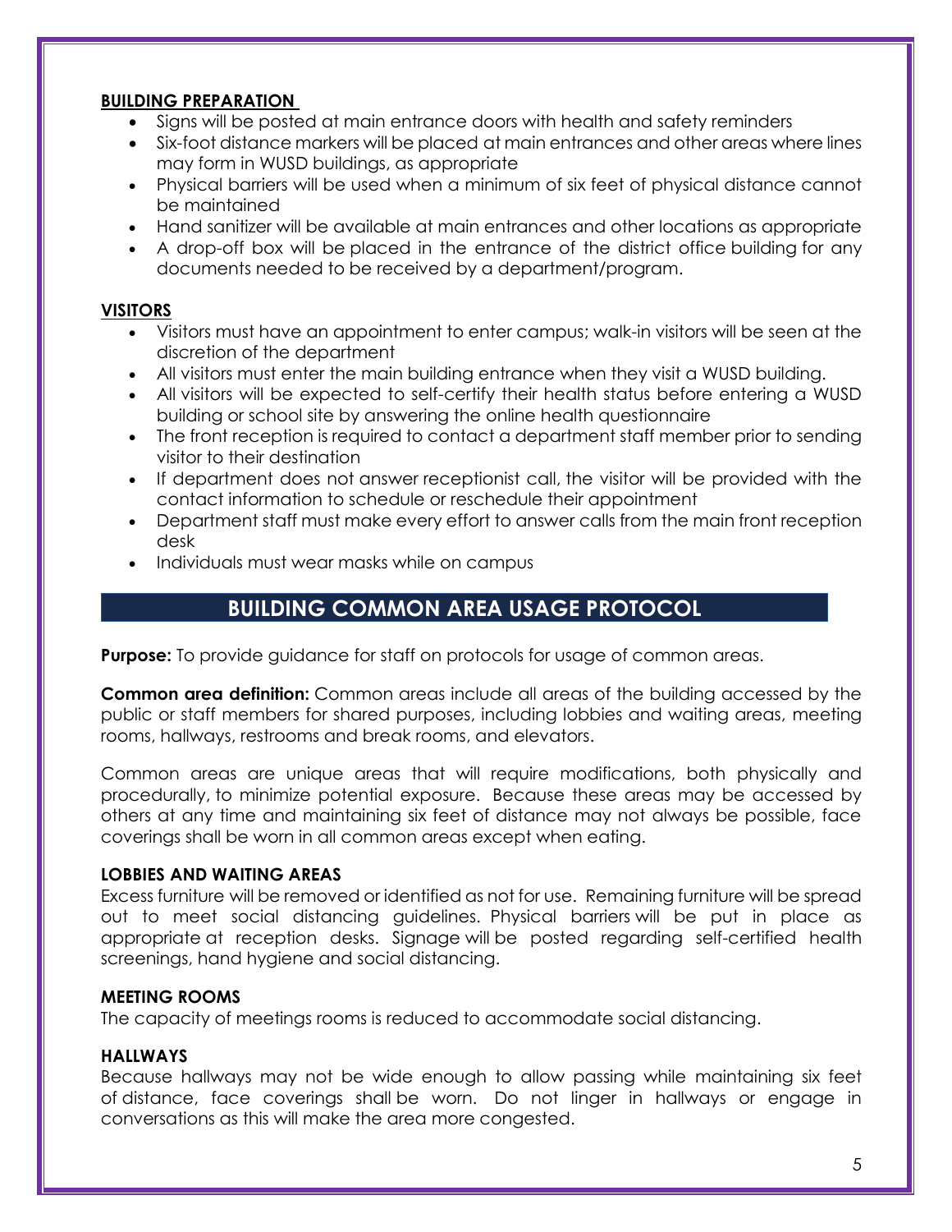### BUILDING PREPARATION

- Signs will be posted at main entrance doors with health and safety reminders
- Six-foot distance markers will be placed at main entrances and other areas where lines may form in WUSD buildings, as appropriate
- Physical barriers will be used when a minimum of six feet of physical distance cannot be maintained
- Hand sanitizer will be available at main entrances and other locations as appropriate
- A drop-off box will be placed in the entrance of the district office building for any documents needed to be received by a department/program.

### VISITORS

- Visitors must have an appointment to enter campus; walk-in visitors will be seen at the discretion of the department
- All visitors must enter the main building entrance when they visit a WUSD building.
- All visitors will be expected to self-certify their health status before entering a WUSD building or school site by answering the online health questionnaire
- The front reception is required to contact a department staff member prior to sending visitor to their destination
- If department does not answer receptionist call, the visitor will be provided with the contact information to schedule or reschedule their appointment
- Department staff must make every effort to answer calls from the main front reception desk
- Individuals must wear masks while on campus

## BUILDING COMMON AREA USAGE PROTOCOL

**Purpose:** To provide guidance for staff on protocols for usage of common areas.

**Common area definition:** Common areas include all areas of the building accessed by the public or staff members for shared purposes, including lobbies and waiting areas, meeting rooms, hallways, restrooms and break rooms, and elevators.

Common areas are unique areas that will require modifications, both physically and procedurally, to minimize potential exposure. Because these areas may be accessed by others at any time and maintaining six feet of distance may not always be possible, face coverings shall be worn in all common areas except when eating.

### LOBBIES AND WAITING AREAS

Excess furniture will be removed or identified as not for use. Remaining furniture will be spread out to meet social distancing guidelines. Physical barriers will be put in place as appropriate at reception desks. Signage will be posted regarding self-certified health screenings, hand hygiene and social distancing.

### MEETING ROOMS

The capacity of meetings rooms is reduced to accommodate social distancing.

### HALLWAYS

Because hallways may not be wide enough to allow passing while maintaining six feet of distance, face coverings shall be worn. Do not linger in hallways or engage in conversations as this will make the area more congested.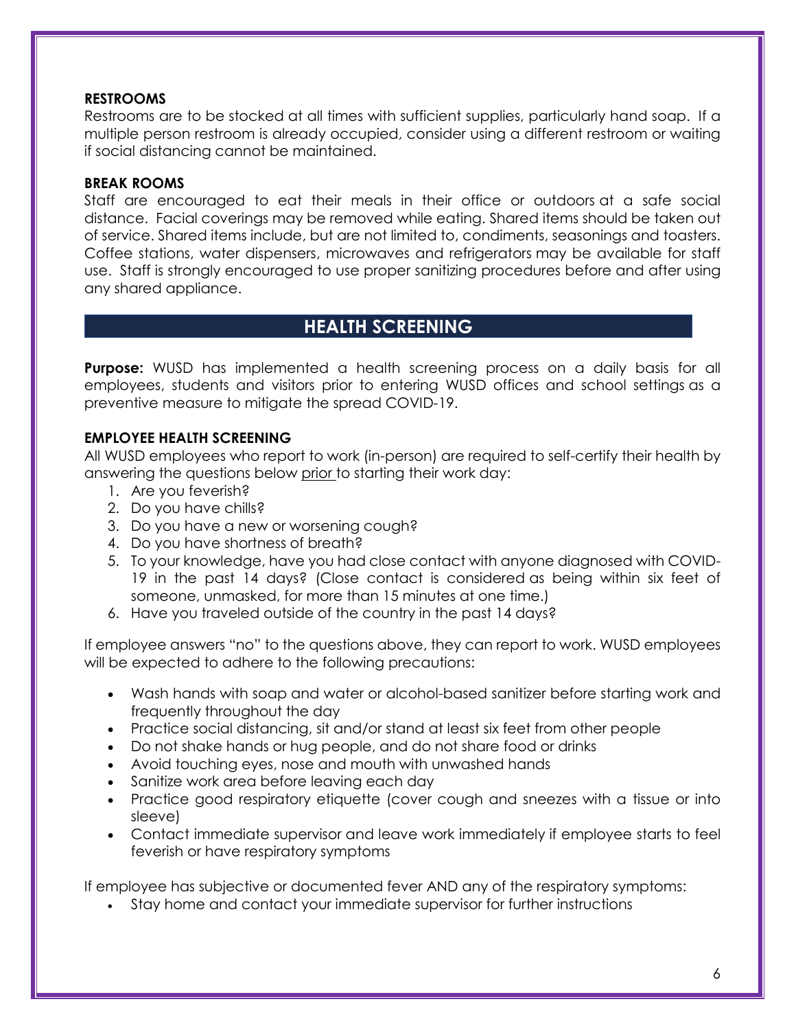### RESTROOMS

Restrooms are to be stocked at all times with sufficient supplies, particularly hand soap. If a multiple person restroom is already occupied, consider using a different restroom or waiting if social distancing cannot be maintained.

### BREAK ROOMS

Staff are encouraged to eat their meals in their office or outdoors at a safe social distance. Facial coverings may be removed while eating. Shared items should be taken out of service. Shared items include, but are not limited to, condiments, seasonings and toasters. Coffee stations, water dispensers, microwaves and refrigerators may be available for staff use. Staff is strongly encouraged to use proper sanitizing procedures before and after using any shared appliance.

## HEALTH SCREENING

**Purpose:** WUSD has implemented a health screening process on a daily basis for all employees, students and visitors prior to entering WUSD offices and school settings as a preventive measure to mitigate the spread COVID-19.

### EMPLOYEE HEALTH SCREENING

All WUSD employees who report to work (in-person) are required to self-certify their health by answering the questions below prior to starting their work day:

1. Are you feverish?
2. Do you have chills?
3. Do you have a new or worsening cough?
4. Do you have shortness of breath?
5. To your knowledge, have you had close contact with anyone diagnosed with COVID-19 in the past 14 days? (Close contact is considered as being within six feet of someone, unmasked, for more than 15 minutes at one time.)
6. Have you traveled outside of the country in the past 14 days?

If employee answers "no" to the questions above, they can report to work. WUSD employees will be expected to adhere to the following precautions:

- Wash hands with soap and water or alcohol-based sanitizer before starting work and frequently throughout the day
- Practice social distancing, sit and/or stand at least six feet from other people
- Do not shake hands or hug people, and do not share food or drinks
- Avoid touching eyes, nose and mouth with unwashed hands
- Sanitize work area before leaving each day
- Practice good respiratory etiquette (cover cough and sneezes with a tissue or into sleeve)
- Contact immediate supervisor and leave work immediately if employee starts to feel feverish or have respiratory symptoms

If employee has subjective or documented fever AND any of the respiratory symptoms:

- Stay home and contact your immediate supervisor for further instructions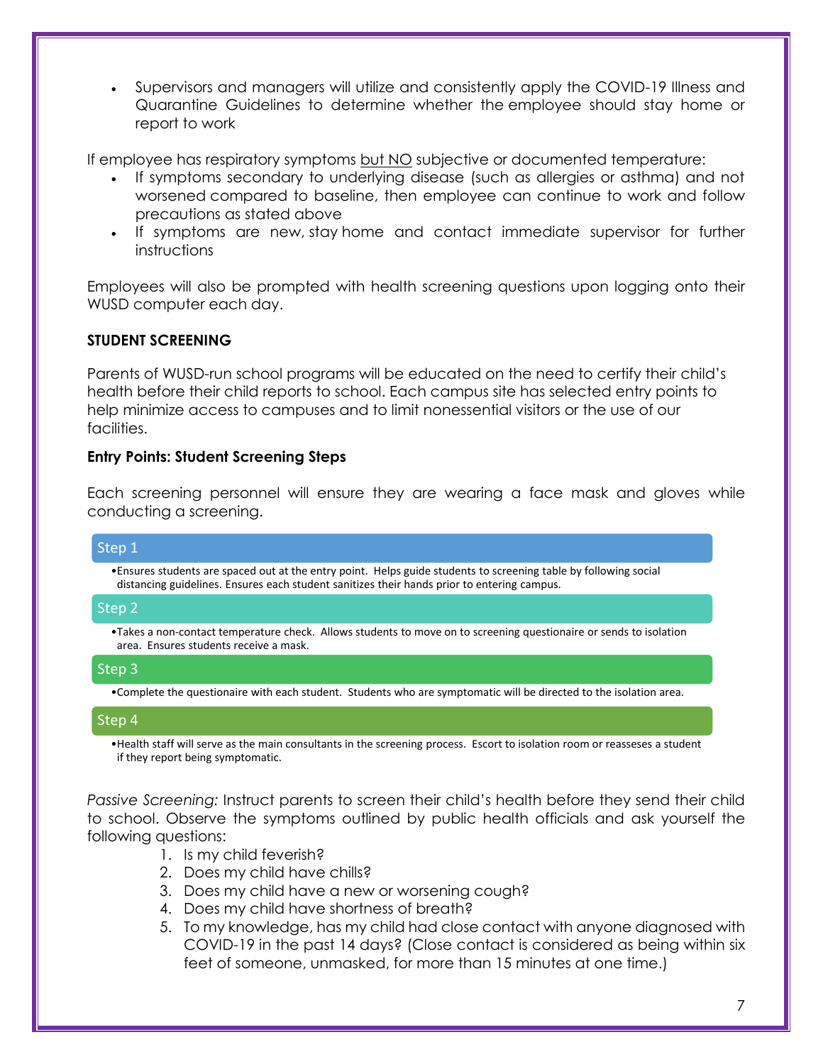- Supervisors and managers will utilize and consistently apply the COVID-19 Illness and Quarantine Guidelines to determine whether the employee should stay home or report to work

If employee has respiratory symptoms <u>but NO</u> subjective or documented temperature:

- If symptoms secondary to underlying disease (such as allergies or asthma) and not worsened compared to baseline, then employee can continue to work and follow precautions as stated above
- If symptoms are new, stay home and contact immediate supervisor for further instructions

Employees will also be prompted with health screening questions upon logging onto their WUSD computer each day.

**STUDENT SCREENING**

Parents of WUSD-run school programs will be educated on the need to certify their child's health before their child reports to school. Each campus site has selected entry points to help minimize access to campuses and to limit nonessential visitors or the use of our facilities.

**Entry Points: Student Screening Steps**

Each screening personnel will ensure they are wearing a face mask and gloves while conducting a screening.

Step 1

- Ensures students are spaced out at the entry point. Helps guide students to screening table by following social distancing guidelines. Ensures each student sanitizes their hands prior to entering campus.

Step 2

- Takes a non-contact temperature check. Allows students to move on to screening questionaire or sends to isolation area. Ensures students receive a mask.

Step 3

- Complete the questionaire with each student. Students who are symptomatic will be directed to the isolation area.

Step 4

- Health staff will serve as the main consultants in the screening process. Escort to isolation room or reasseses a student if they report being symptomatic.

*Passive Screening:* Instruct parents to screen their child's health before they send their child to school. Observe the symptoms outlined by public health officials and ask yourself the following questions:

1. Is my child feverish?
2. Does my child have chills?
3. Does my child have a new or worsening cough?
4. Does my child have shortness of breath?
5. To my knowledge, has my child had close contact with anyone diagnosed with COVID-19 in the past 14 days? (Close contact is considered as being within six feet of someone, unmasked, for more than 15 minutes at one time.)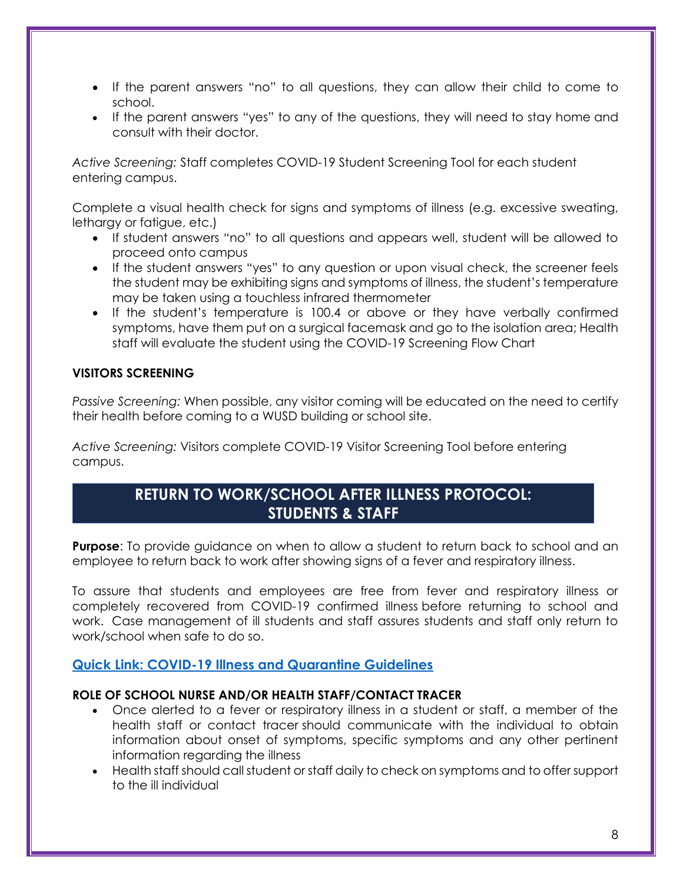- If the parent answers "no" to all questions, they can allow their child to come to school.
- If the parent answers "yes" to any of the questions, they will need to stay home and consult with their doctor.

*Active Screening:* Staff completes COVID-19 Student Screening Tool for each student entering campus.

Complete a visual health check for signs and symptoms of illness (e.g. excessive sweating, lethargy or fatigue, etc.)

- If student answers "no" to all questions and appears well, student will be allowed to proceed onto campus
- If the student answers "yes" to any question or upon visual check, the screener feels the student may be exhibiting signs and symptoms of illness, the student's temperature may be taken using a touchless infrared thermometer
- If the student's temperature is 100.4 or above or they have verbally confirmed symptoms, have them put on a surgical facemask and go to the isolation area; Health staff will evaluate the student using the COVID-19 Screening Flow Chart

**VISITORS SCREENING**

*Passive Screening:* When possible, any visitor coming will be educated on the need to certify their health before coming to a WUSD building or school site.

*Active Screening:* Visitors complete COVID-19 Visitor Screening Tool before entering campus.

## RETURN TO WORK/SCHOOL AFTER ILLNESS PROTOCOL: STUDENTS & STAFF

**Purpose**: To provide guidance on when to allow a student to return back to school and an employee to return back to work after showing signs of a fever and respiratory illness.

To assure that students and employees are free from fever and respiratory illness or completely recovered from COVID-19 confirmed illness before returning to school and work. Case management of ill students and staff assures students and staff only return to work/school when safe to do so.

**Quick Link: COVID-19 Illness and Quarantine Guidelines**

**ROLE OF SCHOOL NURSE AND/OR HEALTH STAFF/CONTACT TRACER**

- Once alerted to a fever or respiratory illness in a student or staff, a member of the health staff or contact tracer should communicate with the individual to obtain information about onset of symptoms, specific symptoms and any other pertinent information regarding the illness
- Health staff should call student or staff daily to check on symptoms and to offer support to the ill individual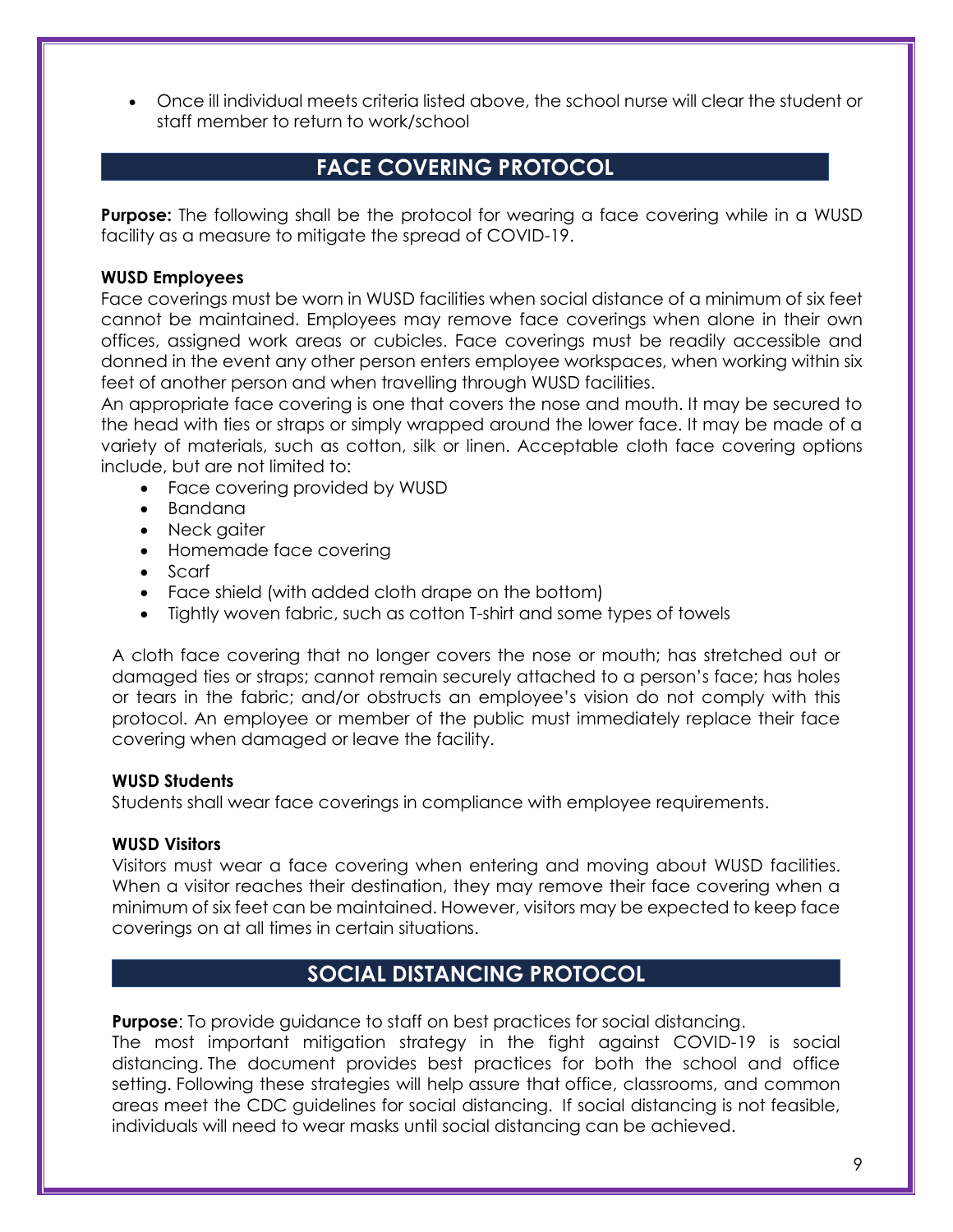- Once ill individual meets criteria listed above, the school nurse will clear the student or staff member to return to work/school

## FACE COVERING PROTOCOL

**Purpose:** The following shall be the protocol for wearing a face covering while in a WUSD facility as a measure to mitigate the spread of COVID-19.

**WUSD Employees**

Face coverings must be worn in WUSD facilities when social distance of a minimum of six feet cannot be maintained. Employees may remove face coverings when alone in their own offices, assigned work areas or cubicles. Face coverings must be readily accessible and donned in the event any other person enters employee workspaces, when working within six feet of another person and when travelling through WUSD facilities.

An appropriate face covering is one that covers the nose and mouth. It may be secured to the head with ties or straps or simply wrapped around the lower face. It may be made of a variety of materials, such as cotton, silk or linen. Acceptable cloth face covering options include, but are not limited to:

- Face covering provided by WUSD
- Bandana
- Neck gaiter
- Homemade face covering
- Scarf
- Face shield (with added cloth drape on the bottom)
- Tightly woven fabric, such as cotton T-shirt and some types of towels

A cloth face covering that no longer covers the nose or mouth; has stretched out or damaged ties or straps; cannot remain securely attached to a person's face; has holes or tears in the fabric; and/or obstructs an employee's vision do not comply with this protocol. An employee or member of the public must immediately replace their face covering when damaged or leave the facility.

**WUSD Students**

Students shall wear face coverings in compliance with employee requirements.

**WUSD Visitors**

Visitors must wear a face covering when entering and moving about WUSD facilities. When a visitor reaches their destination, they may remove their face covering when a minimum of six feet can be maintained. However, visitors may be expected to keep face coverings on at all times in certain situations.

## SOCIAL DISTANCING PROTOCOL

**Purpose**: To provide guidance to staff on best practices for social distancing.

The most important mitigation strategy in the fight against COVID-19 is social distancing. The document provides best practices for both the school and office setting. Following these strategies will help assure that office, classrooms, and common areas meet the CDC guidelines for social distancing. If social distancing is not feasible, individuals will need to wear masks until social distancing can be achieved.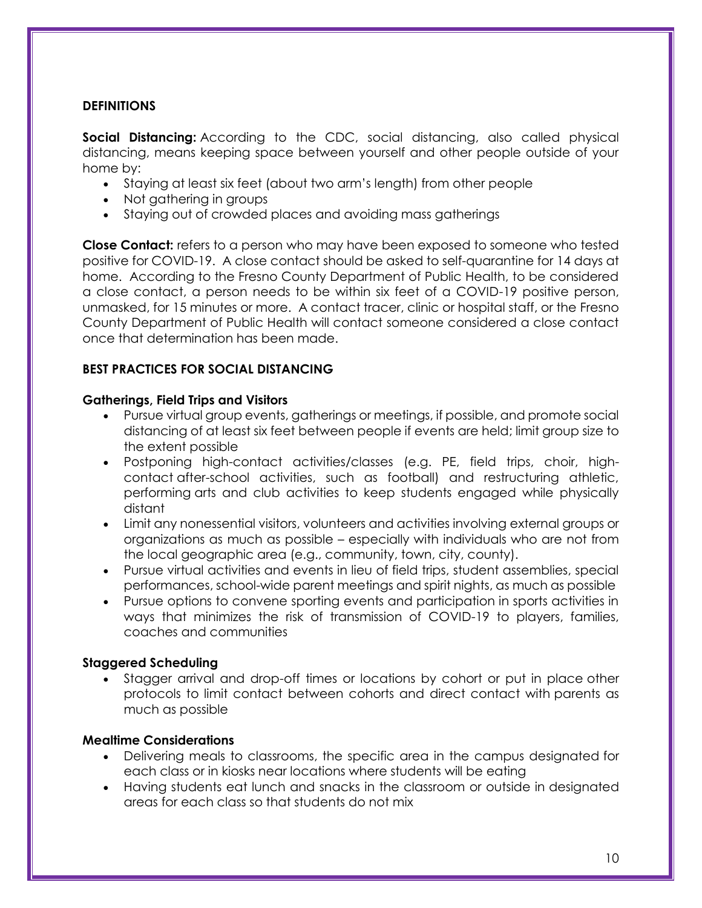## DEFINITIONS

**Social Distancing:** According to the CDC, social distancing, also called physical distancing, means keeping space between yourself and other people outside of your home by:

- Staying at least six feet (about two arm's length) from other people
- Not gathering in groups
- Staying out of crowded places and avoiding mass gatherings

**Close Contact:** refers to a person who may have been exposed to someone who tested positive for COVID-19. A close contact should be asked to self-quarantine for 14 days at home. According to the Fresno County Department of Public Health, to be considered a close contact, a person needs to be within six feet of a COVID-19 positive person, unmasked, for 15 minutes or more. A contact tracer, clinic or hospital staff, or the Fresno County Department of Public Health will contact someone considered a close contact once that determination has been made.

## BEST PRACTICES FOR SOCIAL DISTANCING

### Gatherings, Field Trips and Visitors

- Pursue virtual group events, gatherings or meetings, if possible, and promote social distancing of at least six feet between people if events are held; limit group size to the extent possible
- Postponing high-contact activities/classes (e.g. PE, field trips, choir, high-contact after-school activities, such as football) and restructuring athletic, performing arts and club activities to keep students engaged while physically distant
- Limit any nonessential visitors, volunteers and activities involving external groups or organizations as much as possible – especially with individuals who are not from the local geographic area (e.g., community, town, city, county).
- Pursue virtual activities and events in lieu of field trips, student assemblies, special performances, school-wide parent meetings and spirit nights, as much as possible
- Pursue options to convene sporting events and participation in sports activities in ways that minimizes the risk of transmission of COVID-19 to players, families, coaches and communities

### Staggered Scheduling

- Stagger arrival and drop-off times or locations by cohort or put in place other protocols to limit contact between cohorts and direct contact with parents as much as possible

### Mealtime Considerations

- Delivering meals to classrooms, the specific area in the campus designated for each class or in kiosks near locations where students will be eating
- Having students eat lunch and snacks in the classroom or outside in designated areas for each class so that students do not mix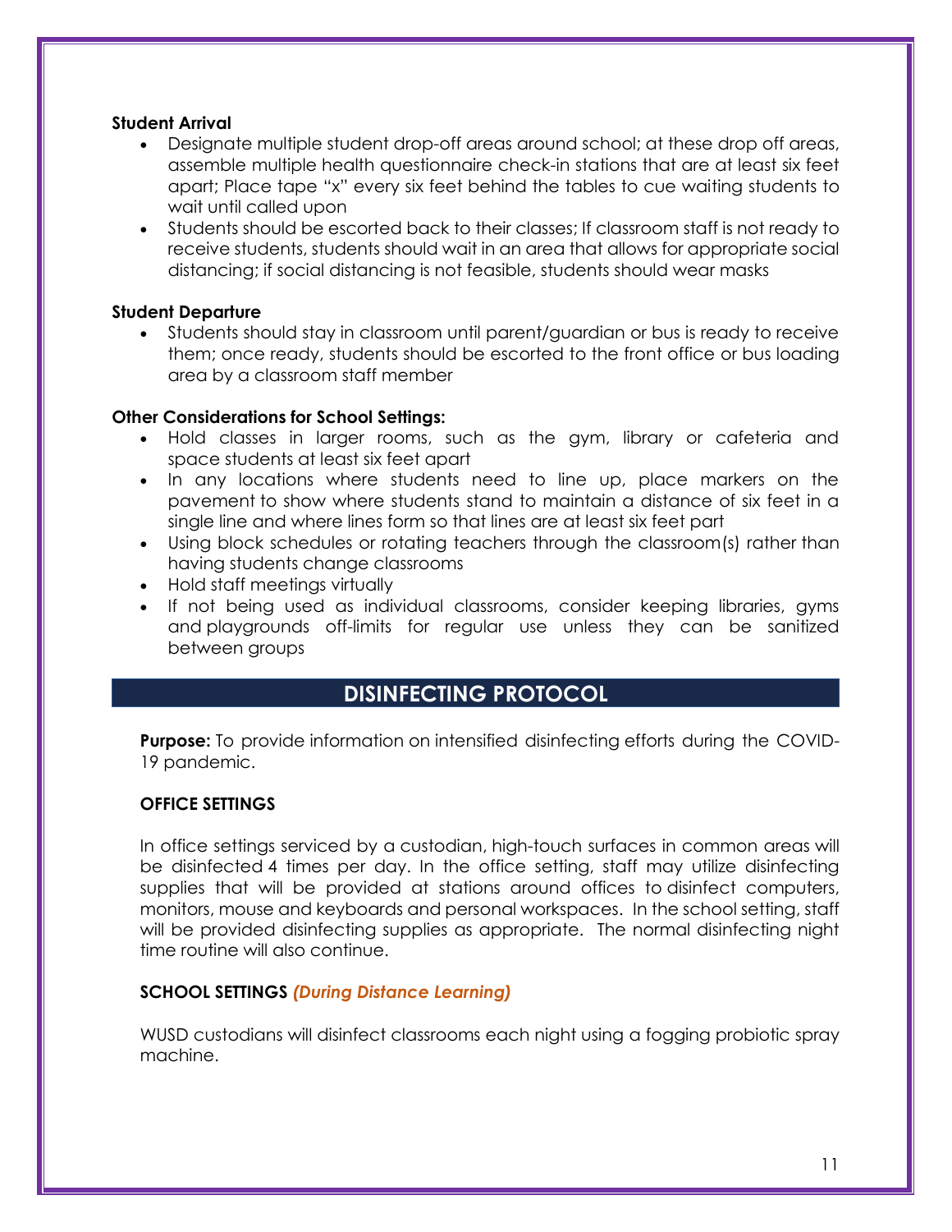**Student Arrival**

- Designate multiple student drop-off areas around school; at these drop off areas, assemble multiple health questionnaire check-in stations that are at least six feet apart; Place tape "x" every six feet behind the tables to cue waiting students to wait until called upon
- Students should be escorted back to their classes; If classroom staff is not ready to receive students, students should wait in an area that allows for appropriate social distancing; if social distancing is not feasible, students should wear masks

**Student Departure**

- Students should stay in classroom until parent/guardian or bus is ready to receive them; once ready, students should be escorted to the front office or bus loading area by a classroom staff member

**Other Considerations for School Settings:**

- Hold classes in larger rooms, such as the gym, library or cafeteria and space students at least six feet apart
- In any locations where students need to line up, place markers on the pavement to show where students stand to maintain a distance of six feet in a single line and where lines form so that lines are at least six feet part
- Using block schedules or rotating teachers through the classroom(s) rather than having students change classrooms
- Hold staff meetings virtually
- If not being used as individual classrooms, consider keeping libraries, gyms and playgrounds off-limits for regular use unless they can be sanitized between groups

## DISINFECTING PROTOCOL

**Purpose:** To provide information on intensified disinfecting efforts during the COVID-19 pandemic.

### OFFICE SETTINGS

In office settings serviced by a custodian, high-touch surfaces in common areas will be disinfected 4 times per day. In the office setting, staff may utilize disinfecting supplies that will be provided at stations around offices to disinfect computers, monitors, mouse and keyboards and personal workspaces. In the school setting, staff will be provided disinfecting supplies as appropriate. The normal disinfecting night time routine will also continue.

### SCHOOL SETTINGS *(During Distance Learning)*

WUSD custodians will disinfect classrooms each night using a fogging probiotic spray machine.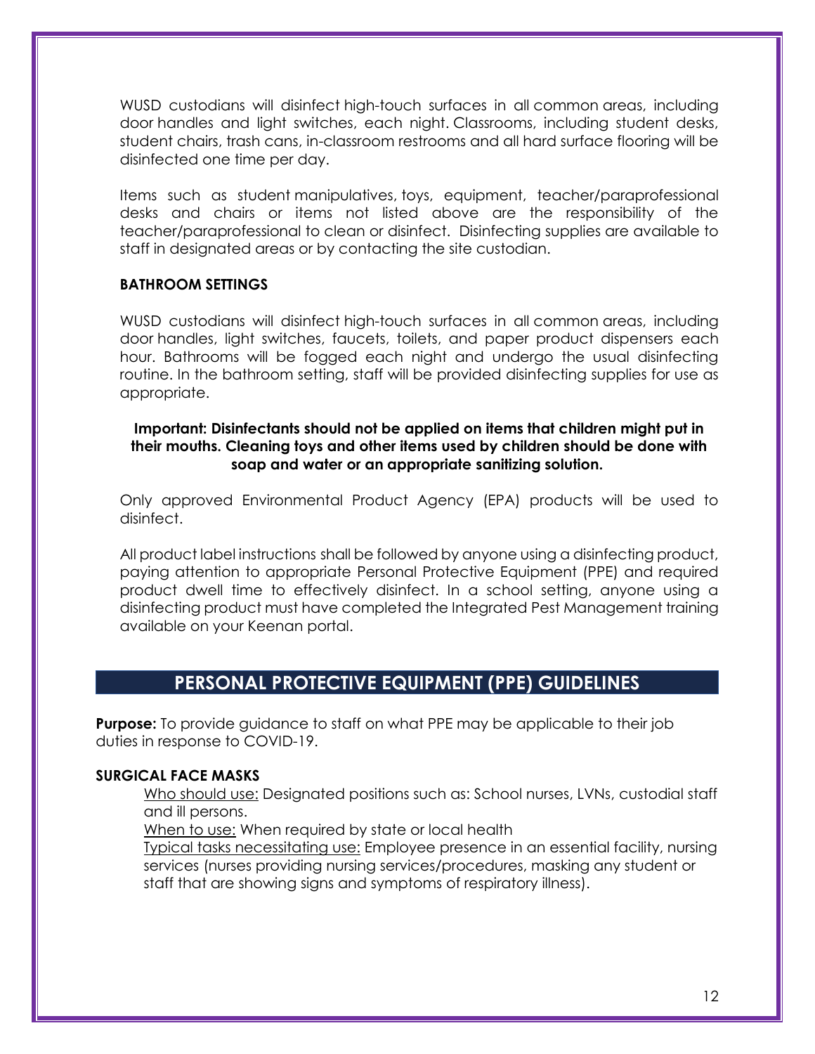WUSD custodians will disinfect high-touch surfaces in all common areas, including door handles and light switches, each night. Classrooms, including student desks, student chairs, trash cans, in-classroom restrooms and all hard surface flooring will be disinfected one time per day.

Items such as student manipulatives, toys, equipment, teacher/paraprofessional desks and chairs or items not listed above are the responsibility of the teacher/paraprofessional to clean or disinfect. Disinfecting supplies are available to staff in designated areas or by contacting the site custodian.

### BATHROOM SETTINGS

WUSD custodians will disinfect high-touch surfaces in all common areas, including door handles, light switches, faucets, toilets, and paper product dispensers each hour. Bathrooms will be fogged each night and undergo the usual disinfecting routine. In the bathroom setting, staff will be provided disinfecting supplies for use as appropriate.

**Important: Disinfectants should not be applied on items that children might put in their mouths. Cleaning toys and other items used by children should be done with soap and water or an appropriate sanitizing solution.**

Only approved Environmental Product Agency (EPA) products will be used to disinfect.

All product label instructions shall be followed by anyone using a disinfecting product, paying attention to appropriate Personal Protective Equipment (PPE) and required product dwell time to effectively disinfect. In a school setting, anyone using a disinfecting product must have completed the Integrated Pest Management training available on your Keenan portal.

## PERSONAL PROTECTIVE EQUIPMENT (PPE) GUIDELINES

**Purpose:** To provide guidance to staff on what PPE may be applicable to their job duties in response to COVID-19.

### SURGICAL FACE MASKS

Who should use: Designated positions such as: School nurses, LVNs, custodial staff and ill persons.

When to use: When required by state or local health

Typical tasks necessitating use: Employee presence in an essential facility, nursing services (nurses providing nursing services/procedures, masking any student or staff that are showing signs and symptoms of respiratory illness).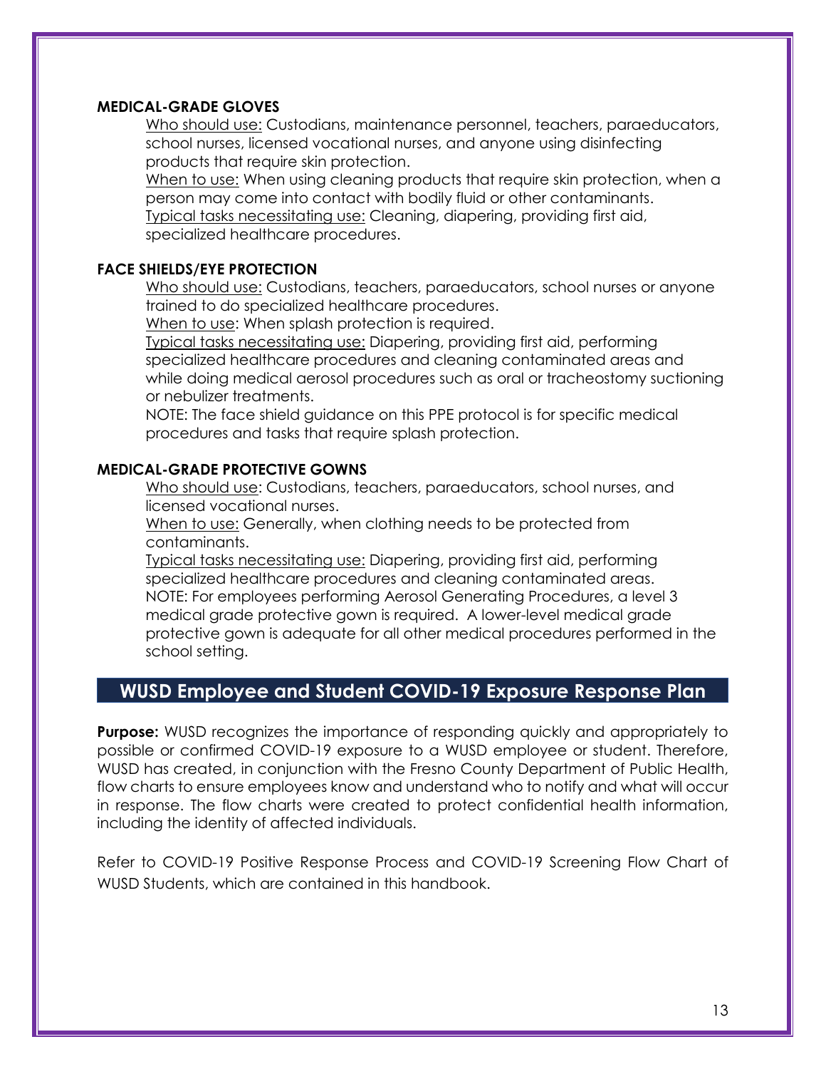**MEDICAL-GRADE GLOVES**

Who should use: Custodians, maintenance personnel, teachers, paraeducators, school nurses, licensed vocational nurses, and anyone using disinfecting products that require skin protection.

When to use: When using cleaning products that require skin protection, when a person may come into contact with bodily fluid or other contaminants.

Typical tasks necessitating use: Cleaning, diapering, providing first aid, specialized healthcare procedures.

**FACE SHIELDS/EYE PROTECTION**

Who should use: Custodians, teachers, paraeducators, school nurses or anyone trained to do specialized healthcare procedures.

When to use: When splash protection is required.

Typical tasks necessitating use: Diapering, providing first aid, performing specialized healthcare procedures and cleaning contaminated areas and while doing medical aerosol procedures such as oral or tracheostomy suctioning or nebulizer treatments.

NOTE: The face shield guidance on this PPE protocol is for specific medical procedures and tasks that require splash protection.

**MEDICAL-GRADE PROTECTIVE GOWNS**

Who should use: Custodians, teachers, paraeducators, school nurses, and licensed vocational nurses.

When to use: Generally, when clothing needs to be protected from contaminants.

Typical tasks necessitating use: Diapering, providing first aid, performing specialized healthcare procedures and cleaning contaminated areas.

NOTE: For employees performing Aerosol Generating Procedures, a level 3 medical grade protective gown is required. A lower-level medical grade protective gown is adequate for all other medical procedures performed in the school setting.

## WUSD Employee and Student COVID-19 Exposure Response Plan

**Purpose:** WUSD recognizes the importance of responding quickly and appropriately to possible or confirmed COVID-19 exposure to a WUSD employee or student. Therefore, WUSD has created, in conjunction with the Fresno County Department of Public Health, flow charts to ensure employees know and understand who to notify and what will occur in response. The flow charts were created to protect confidential health information, including the identity of affected individuals.

Refer to COVID-19 Positive Response Process and COVID-19 Screening Flow Chart of WUSD Students, which are contained in this handbook.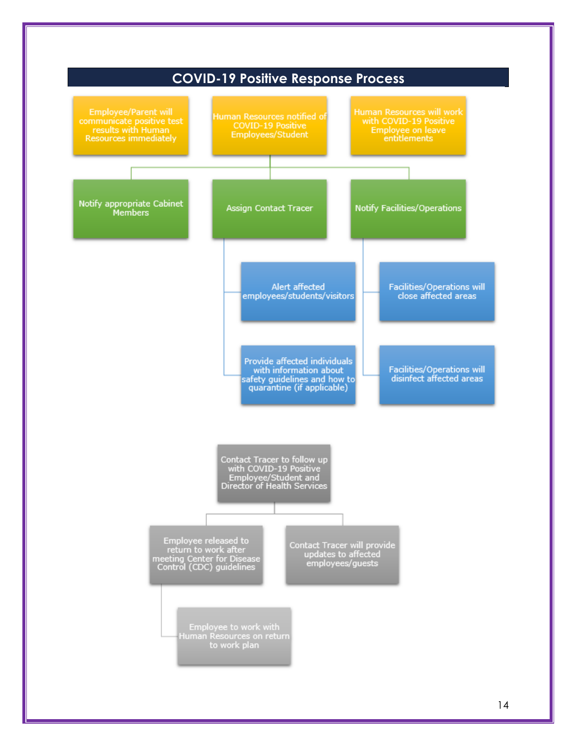# COVID-19 Positive Response Process

- Employee/Parent will communicate positive test results with Human Resources immediately
- Human Resources notified of COVID-19 Positive Employees/Student
- Human Resources will work with COVID-19 Positive Employee on leave entitlements

- Notify appropriate Cabinet Members
- Assign Contact Tracer
  - Alert affected employees/students/visitors
  - Provide affected individuals with information about safety guidelines and how to quarantine (if applicable)
- Notify Facilities/Operations
  - Facilities/Operations will close affected areas
  - Facilities/Operations will disinfect affected areas

- Contact Tracer to follow up with COVID-19 Positive Employee/Student and Director of Health Services
  - Employee released to return to work after meeting Center for Disease Control (CDC) guidelines
    - Employee to work with Human Resources on return to work plan
  - Contact Tracer will provide updates to affected employees/guests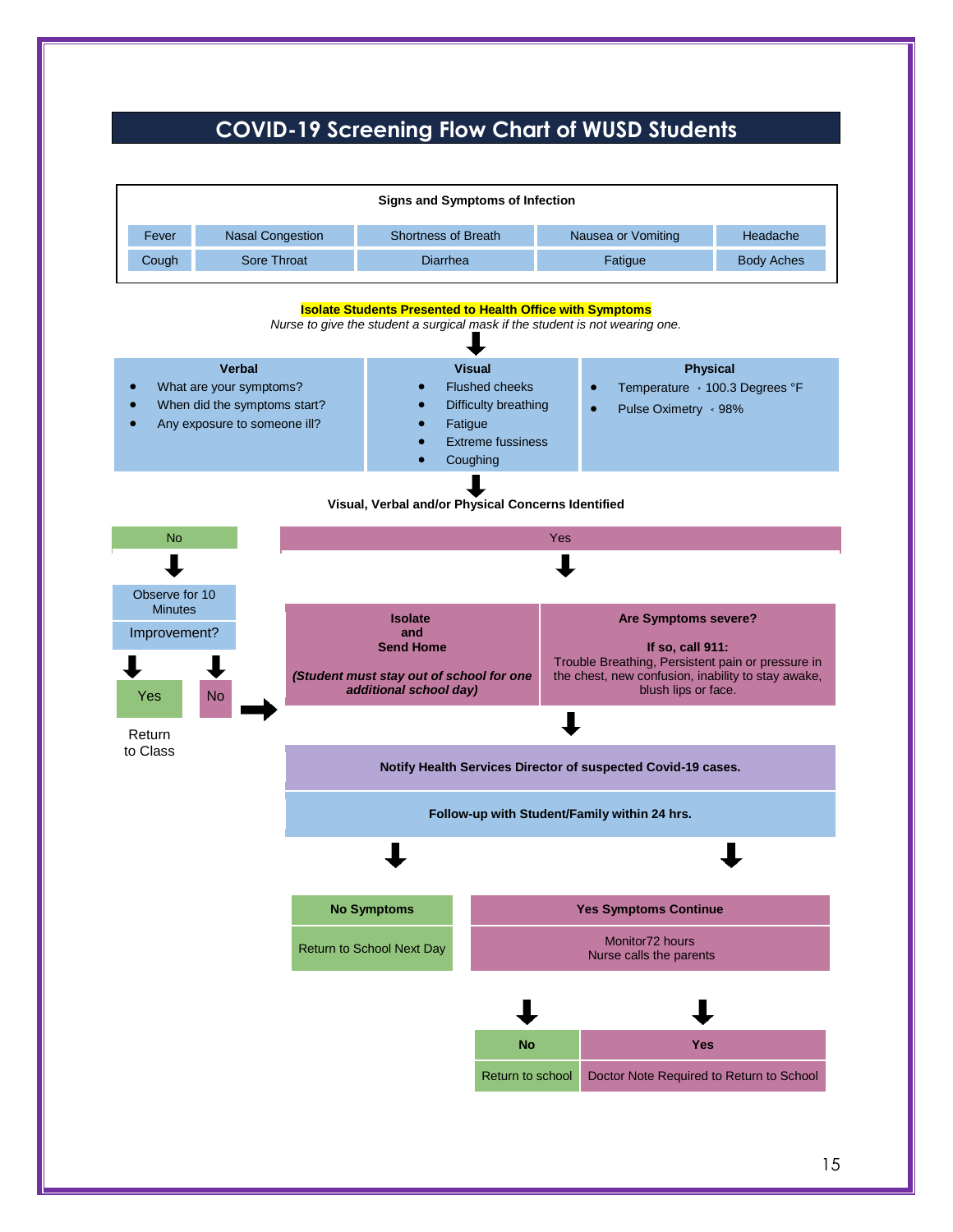# COVID-19 Screening Flow Chart of WUSD Students

**Signs and Symptoms of Infection**

| Fever | Nasal Congestion | Shortness of Breath | Nausea or Vomiting | Headache |
|---|---|---|---|---|
| Cough | Sore Throat | Diarrhea | Fatigue | Body Aches |

**Isolate Students Presented to Health Office with Symptoms**

*Nurse to give the student a surgical mask if the student is not wearing one.*

⬇

**Verbal**
- What are your symptoms?
- When did the symptoms start?
- Any exposure to someone ill?

**Visual**
- Flushed cheeks
- Difficulty breathing
- Fatigue
- Extreme fussiness
- Coughing

**Physical**
- Temperature › 100.3 Degrees °F
- Pulse Oximetry ‹ 98%

⬇

**Visual, Verbal and/or Physical Concerns Identified**

**No** ⬇

Observe for 10 Minutes

Improvement?

- Yes ⬇ Return to Class
- No ⬇ ➡ Isolate and Send Home

**Yes** ⬇

**Isolate and Send Home**

***(Student must stay out of school for one additional school day)***

**Are Symptoms severe?**

**If so, call 911:**
Trouble Breathing, Persistent pain or pressure in the chest, new confusion, inability to stay awake, blush lips or face.

⬇

**Notify Health Services Director of suspected Covid-19 cases.**

**Follow-up with Student/Family within 24 hrs.**

⬇ **No Symptoms**
Return to School Next Day

⬇ **Yes Symptoms Continue**
Monitor72 hours
Nurse calls the parents

- ⬇ **No** — Return to school
- ⬇ **Yes** — Doctor Note Required to Return to School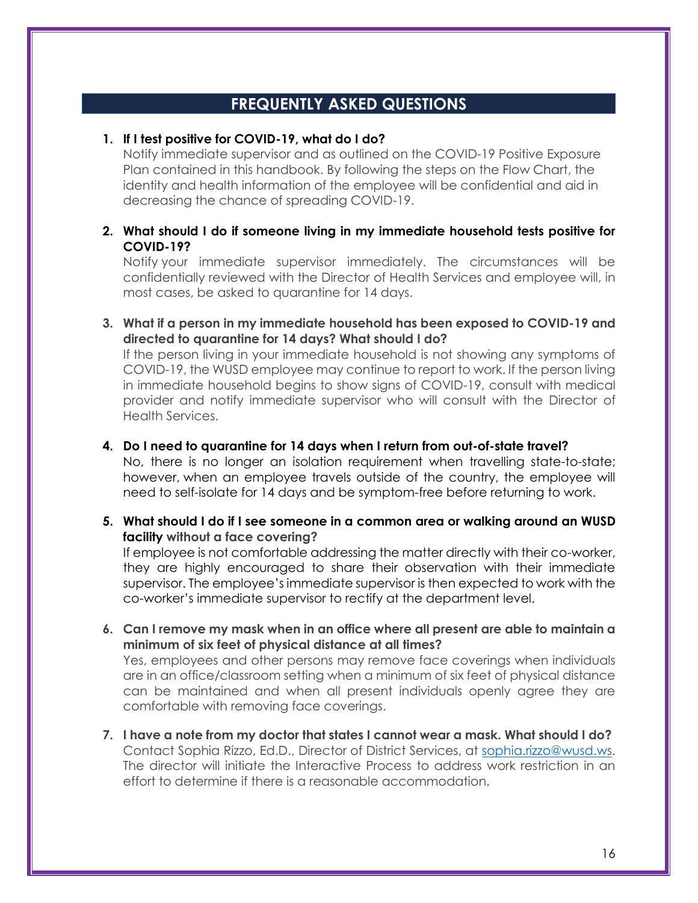## FREQUENTLY ASKED QUESTIONS

1. **If I test positive for COVID-19, what do I do?**
   Notify immediate supervisor and as outlined on the COVID-19 Positive Exposure Plan contained in this handbook. By following the steps on the Flow Chart, the identity and health information of the employee will be confidential and aid in decreasing the chance of spreading COVID-19.

2. **What should I do if someone living in my immediate household tests positive for COVID-19?**
   Notify your immediate supervisor immediately. The circumstances will be confidentially reviewed with the Director of Health Services and employee will, in most cases, be asked to quarantine for 14 days.

3. **What if a person in my immediate household has been exposed to COVID-19 and directed to quarantine for 14 days? What should I do?**
   If the person living in your immediate household is not showing any symptoms of COVID-19, the WUSD employee may continue to report to work. If the person living in immediate household begins to show signs of COVID-19, consult with medical provider and notify immediate supervisor who will consult with the Director of Health Services.

4. **Do I need to quarantine for 14 days when I return from out-of-state travel?**
   No, there is no longer an isolation requirement when travelling state-to-state; however, when an employee travels outside of the country, the employee will need to self-isolate for 14 days and be symptom-free before returning to work.

5. **What should I do if I see someone in a common area or walking around an WUSD facility without a face covering?**
   If employee is not comfortable addressing the matter directly with their co-worker, they are highly encouraged to share their observation with their immediate supervisor. The employee's immediate supervisor is then expected to work with the co-worker's immediate supervisor to rectify at the department level.

6. **Can I remove my mask when in an office where all present are able to maintain a minimum of six feet of physical distance at all times?**
   Yes, employees and other persons may remove face coverings when individuals are in an office/classroom setting when a minimum of six feet of physical distance can be maintained and when all present individuals openly agree they are comfortable with removing face coverings.

7. **I have a note from my doctor that states I cannot wear a mask. What should I do?**
   Contact Sophia Rizzo, Ed.D., Director of District Services, at sophia.rizzo@wusd.ws. The director will initiate the Interactive Process to address work restriction in an effort to determine if there is a reasonable accommodation.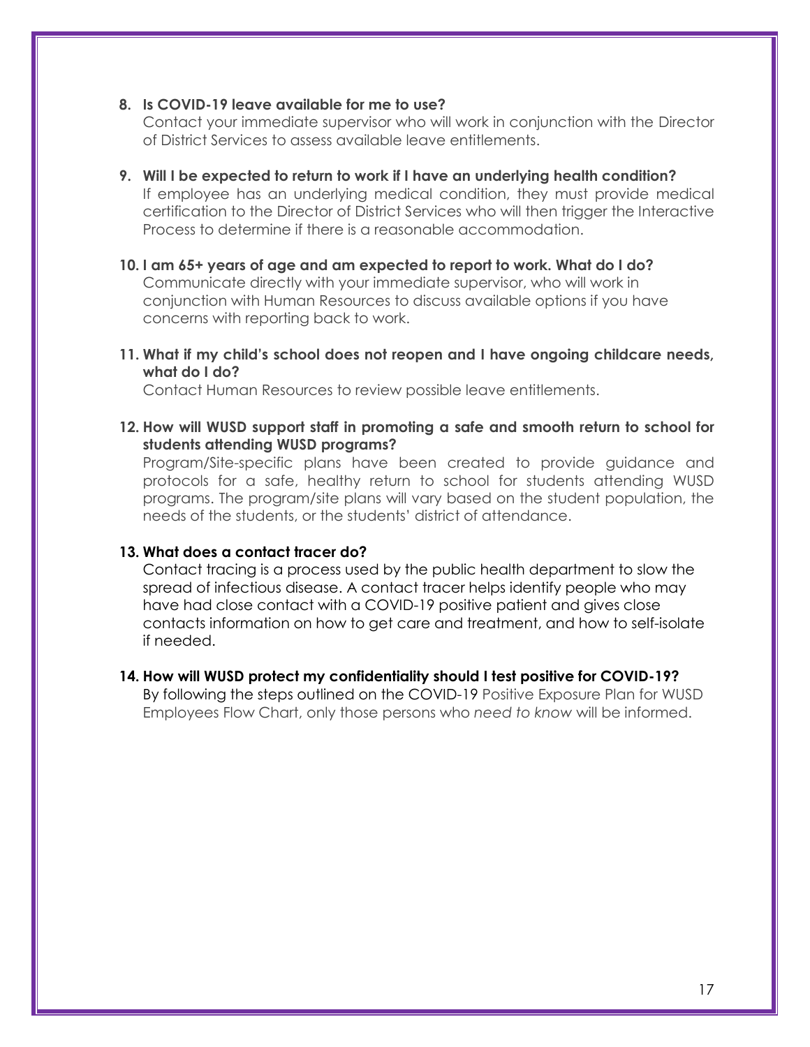8. **Is COVID-19 leave available for me to use?**
   Contact your immediate supervisor who will work in conjunction with the Director of District Services to assess available leave entitlements.

9. **Will I be expected to return to work if I have an underlying health condition?**
   If employee has an underlying medical condition, they must provide medical certification to the Director of District Services who will then trigger the Interactive Process to determine if there is a reasonable accommodation.

10. **I am 65+ years of age and am expected to report to work. What do I do?**
    Communicate directly with your immediate supervisor, who will work in conjunction with Human Resources to discuss available options if you have concerns with reporting back to work.

11. **What if my child's school does not reopen and I have ongoing childcare needs, what do I do?**
    Contact Human Resources to review possible leave entitlements.

12. **How will WUSD support staff in promoting a safe and smooth return to school for students attending WUSD programs?**
    Program/Site-specific plans have been created to provide guidance and protocols for a safe, healthy return to school for students attending WUSD programs. The program/site plans will vary based on the student population, the needs of the students, or the students' district of attendance.

13. **What does a contact tracer do?**
    Contact tracing is a process used by the public health department to slow the spread of infectious disease. A contact tracer helps identify people who may have had close contact with a COVID-19 positive patient and gives close contacts information on how to get care and treatment, and how to self-isolate if needed.

14. **How will WUSD protect my confidentiality should I test positive for COVID-19?**
    By following the steps outlined on the COVID-19 Positive Exposure Plan for WUSD Employees Flow Chart, only those persons who *need to know* will be informed.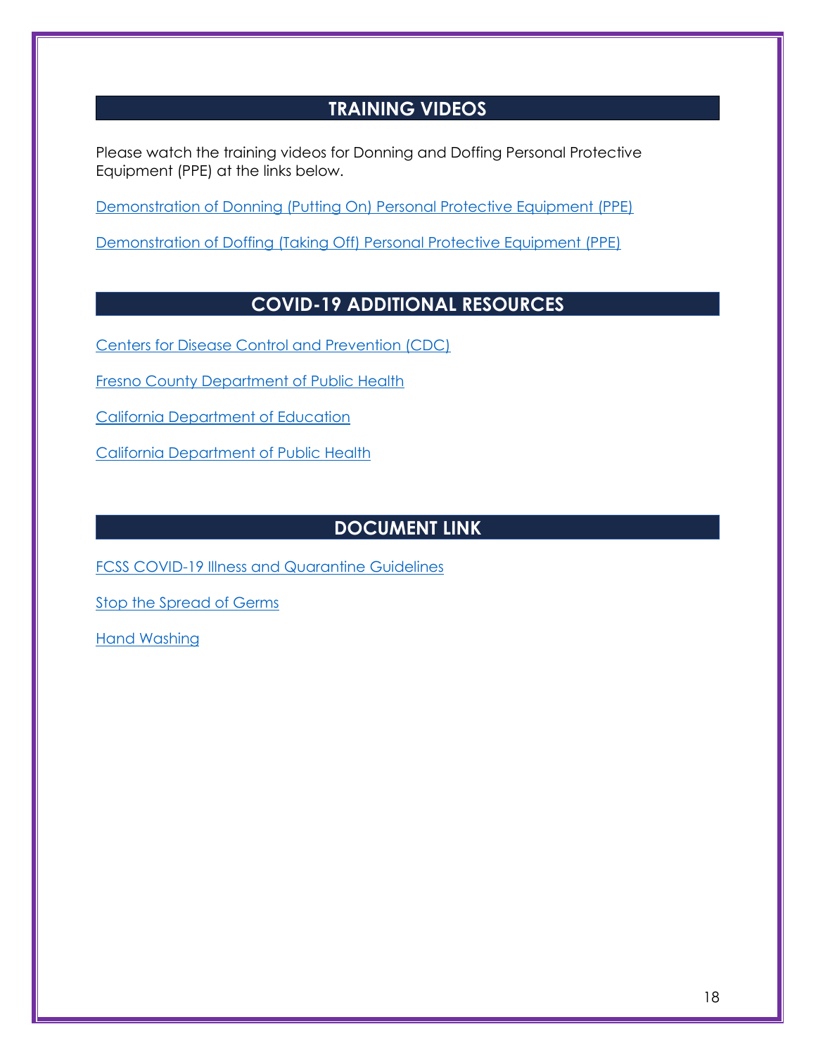## TRAINING VIDEOS

Please watch the training videos for Donning and Doffing Personal Protective Equipment (PPE) at the links below.

Demonstration of Donning (Putting On) Personal Protective Equipment (PPE)

Demonstration of Doffing (Taking Off) Personal Protective Equipment (PPE)

## COVID-19 ADDITIONAL RESOURCES

Centers for Disease Control and Prevention (CDC)

Fresno County Department of Public Health

California Department of Education

California Department of Public Health

## DOCUMENT LINK

FCSS COVID-19 Illness and Quarantine Guidelines

Stop the Spread of Germs

Hand Washing